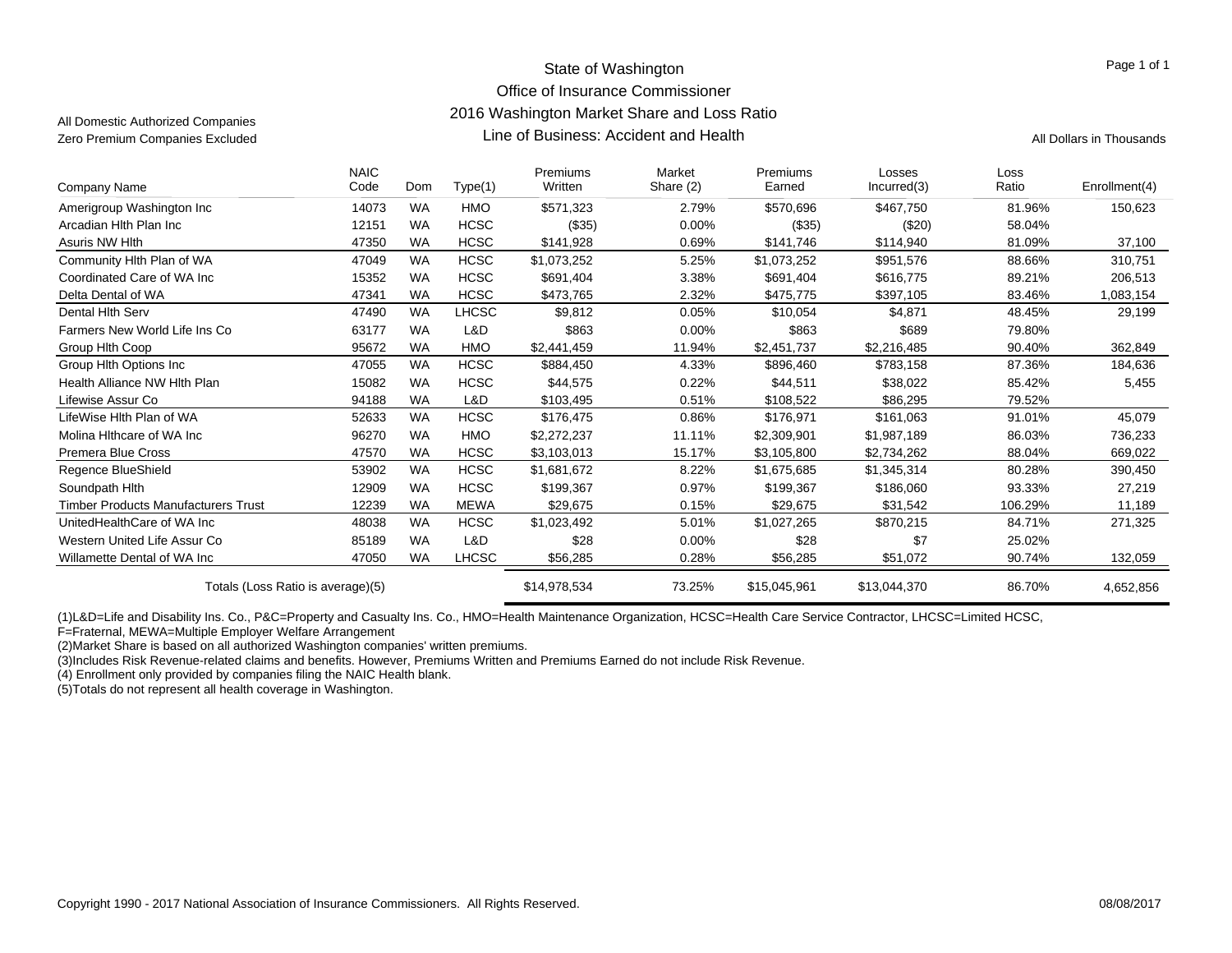# State of Washington
## Office of Insurance Commissioner
## 2016 Washington Market Share and Loss Ratio
## Line of Business: Accident and Health

All Domestic Authorized Companies
Zero Premium Companies Excluded

All Dollars in Thousands

| Company Name | NAIC Code | Dom | Type(1) | Premiums Written | Market Share (2) | Premiums Earned | Losses Incurred(3) | Loss Ratio | Enrollment(4) |
|---|---|---|---|---|---|---|---|---|---|
| Amerigroup Washington Inc | 14073 | WA | HMO | $571,323 | 2.79% | $570,696 | $467,750 | 81.96% | 150,623 |
| Arcadian Hlth Plan Inc | 12151 | WA | HCSC | ($35) | 0.00% | ($35) | ($20) | 58.04% | |
| Asuris NW Hlth | 47350 | WA | HCSC | $141,928 | 0.69% | $141,746 | $114,940 | 81.09% | 37,100 |
| Community Hlth Plan of WA | 47049 | WA | HCSC | $1,073,252 | 5.25% | $1,073,252 | $951,576 | 88.66% | 310,751 |
| Coordinated Care of WA Inc | 15352 | WA | HCSC | $691,404 | 3.38% | $691,404 | $616,775 | 89.21% | 206,513 |
| Delta Dental of WA | 47341 | WA | HCSC | $473,765 | 2.32% | $475,775 | $397,105 | 83.46% | 1,083,154 |
| Dental Hlth Serv | 47490 | WA | LHCSC | $9,812 | 0.05% | $10,054 | $4,871 | 48.45% | 29,199 |
| Farmers New World Life Ins Co | 63177 | WA | L&D | $863 | 0.00% | $863 | $689 | 79.80% | |
| Group Hlth Coop | 95672 | WA | HMO | $2,441,459 | 11.94% | $2,451,737 | $2,216,485 | 90.40% | 362,849 |
| Group Hlth Options Inc | 47055 | WA | HCSC | $884,450 | 4.33% | $896,460 | $783,158 | 87.36% | 184,636 |
| Health Alliance NW Hlth Plan | 15082 | WA | HCSC | $44,575 | 0.22% | $44,511 | $38,022 | 85.42% | 5,455 |
| Lifewise Assur Co | 94188 | WA | L&D | $103,495 | 0.51% | $108,522 | $86,295 | 79.52% | |
| LifeWise Hlth Plan of WA | 52633 | WA | HCSC | $176,475 | 0.86% | $176,971 | $161,063 | 91.01% | 45,079 |
| Molina Hlthcare of WA Inc | 96270 | WA | HMO | $2,272,237 | 11.11% | $2,309,901 | $1,987,189 | 86.03% | 736,233 |
| Premera Blue Cross | 47570 | WA | HCSC | $3,103,013 | 15.17% | $3,105,800 | $2,734,262 | 88.04% | 669,022 |
| Regence BlueShield | 53902 | WA | HCSC | $1,681,672 | 8.22% | $1,675,685 | $1,345,314 | 80.28% | 390,450 |
| Soundpath Hlth | 12909 | WA | HCSC | $199,367 | 0.97% | $199,367 | $186,060 | 93.33% | 27,219 |
| Timber Products Manufacturers Trust | 12239 | WA | MEWA | $29,675 | 0.15% | $29,675 | $31,542 | 106.29% | 11,189 |
| UnitedHealthCare of WA Inc | 48038 | WA | HCSC | $1,023,492 | 5.01% | $1,027,265 | $870,215 | 84.71% | 271,325 |
| Western United Life Assur Co | 85189 | WA | L&D | $28 | 0.00% | $28 | $7 | 25.02% | |
| Willamette Dental of WA Inc | 47050 | WA | LHCSC | $56,285 | 0.28% | $56,285 | $51,072 | 90.74% | 132,059 |
| Totals (Loss Ratio is average)(5) | | | | $14,978,534 | 73.25% | $15,045,961 | $13,044,370 | 86.70% | 4,652,856 |

(1)L&D=Life and Disability Ins. Co., P&C=Property and Casualty Ins. Co., HMO=Health Maintenance Organization, HCSC=Health Care Service Contractor, LHCSC=Limited HCSC, F=Fraternal, MEWA=Multiple Employer Welfare Arrangement
(2)Market Share is based on all authorized Washington companies' written premiums.
(3)Includes Risk Revenue-related claims and benefits. However, Premiums Written and Premiums Earned do not include Risk Revenue.
(4) Enrollment only provided by companies filing the NAIC Health blank.
(5)Totals do not represent all health coverage in Washington.

Copyright 1990 - 2017 National Association of Insurance Commissioners. All Rights Reserved.

08/08/2017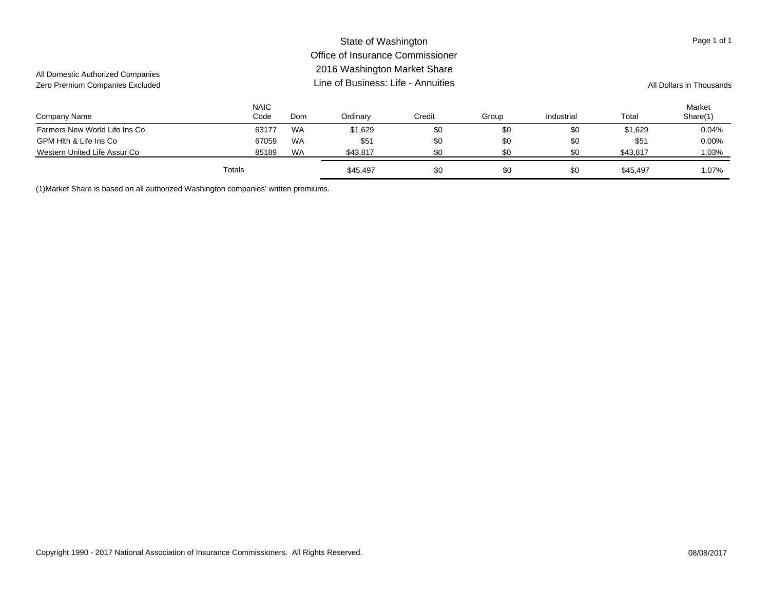# State of Washington
## Office of Insurance Commissioner
## 2016 Washington Market Share
## Line of Business: Life - Annuities

All Domestic Authorized Companies
Zero Premium Companies Excluded

All Dollars in Thousands

| Company Name | NAIC Code | Dom | Ordinary | Credit | Group | Industrial | Total | Market Share(1) |
|---|---|---|---|---|---|---|---|---|
| Farmers New World Life Ins Co | 63177 | WA | $1,629 | $0 | $0 | $0 | $1,629 | 0.04% |
| GPM Hlth & Life Ins Co | 67059 | WA | $51 | $0 | $0 | $0 | $51 | 0.00% |
| Western United Life Assur Co | 85189 | WA | $43,817 | $0 | $0 | $0 | $43,817 | 1.03% |
| Totals | | | $45,497 | $0 | $0 | $0 | $45,497 | 1.07% |

(1)Market Share is based on all authorized Washington companies' written premiums.

Copyright 1990 - 2017 National Association of Insurance Commissioners. All Rights Reserved.

08/08/2017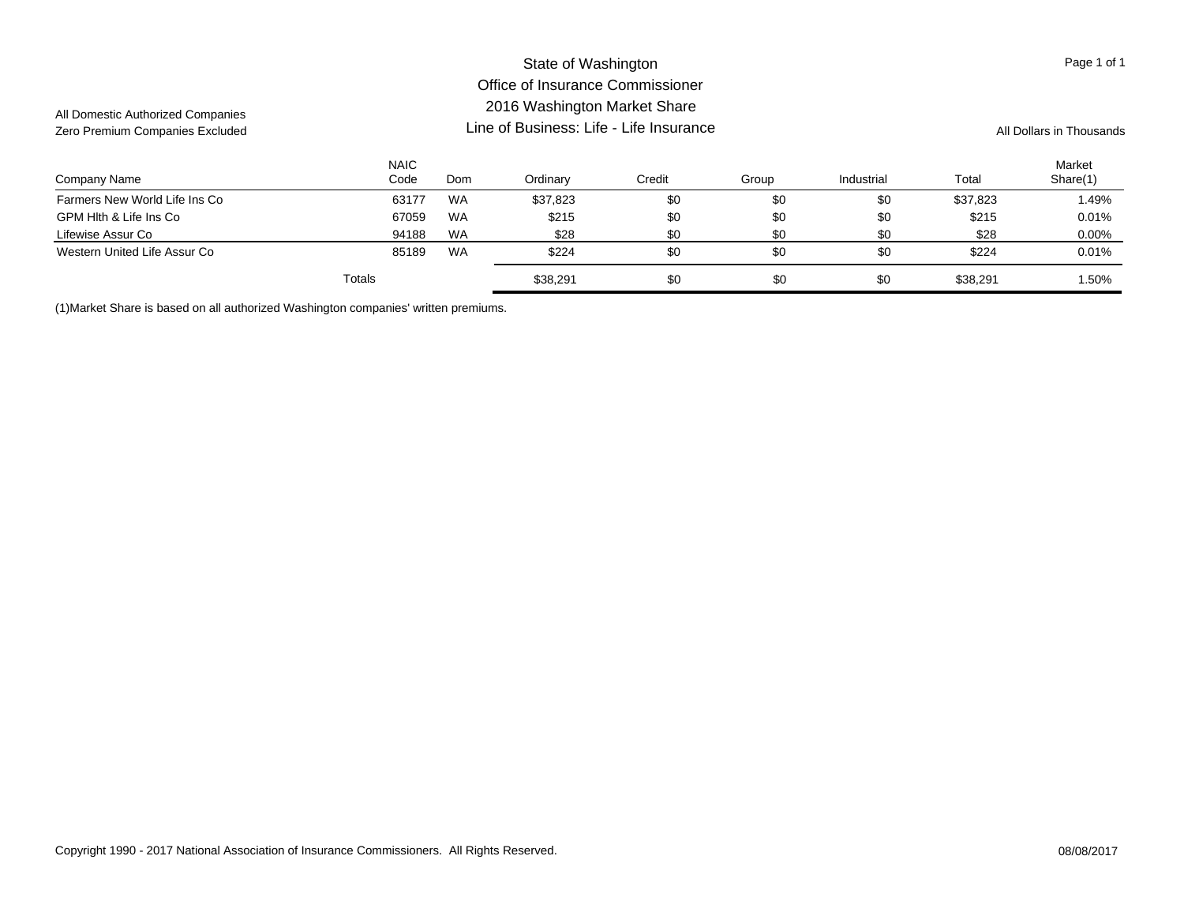# State of Washington
## Office of Insurance Commissioner
## 2016 Washington Market Share
## Line of Business: Life - Life Insurance

All Domestic Authorized Companies
Zero Premium Companies Excluded

All Dollars in Thousands

| Company Name | NAIC Code | Dom | Ordinary | Credit | Group | Industrial | Total | Market Share(1) |
|---|---|---|---|---|---|---|---|---|
| Farmers New World Life Ins Co | 63177 | WA | $37,823 | $0 | $0 | $0 | $37,823 | 1.49% |
| GPM Hlth & Life Ins Co | 67059 | WA | $215 | $0 | $0 | $0 | $215 | 0.01% |
| Lifewise Assur Co | 94188 | WA | $28 | $0 | $0 | $0 | $28 | 0.00% |
| Western United Life Assur Co | 85189 | WA | $224 | $0 | $0 | $0 | $224 | 0.01% |
| Totals | | | $38,291 | $0 | $0 | $0 | $38,291 | 1.50% |

(1)Market Share is based on all authorized Washington companies' written premiums.

Copyright 1990 - 2017 National Association of Insurance Commissioners. All Rights Reserved.

08/08/2017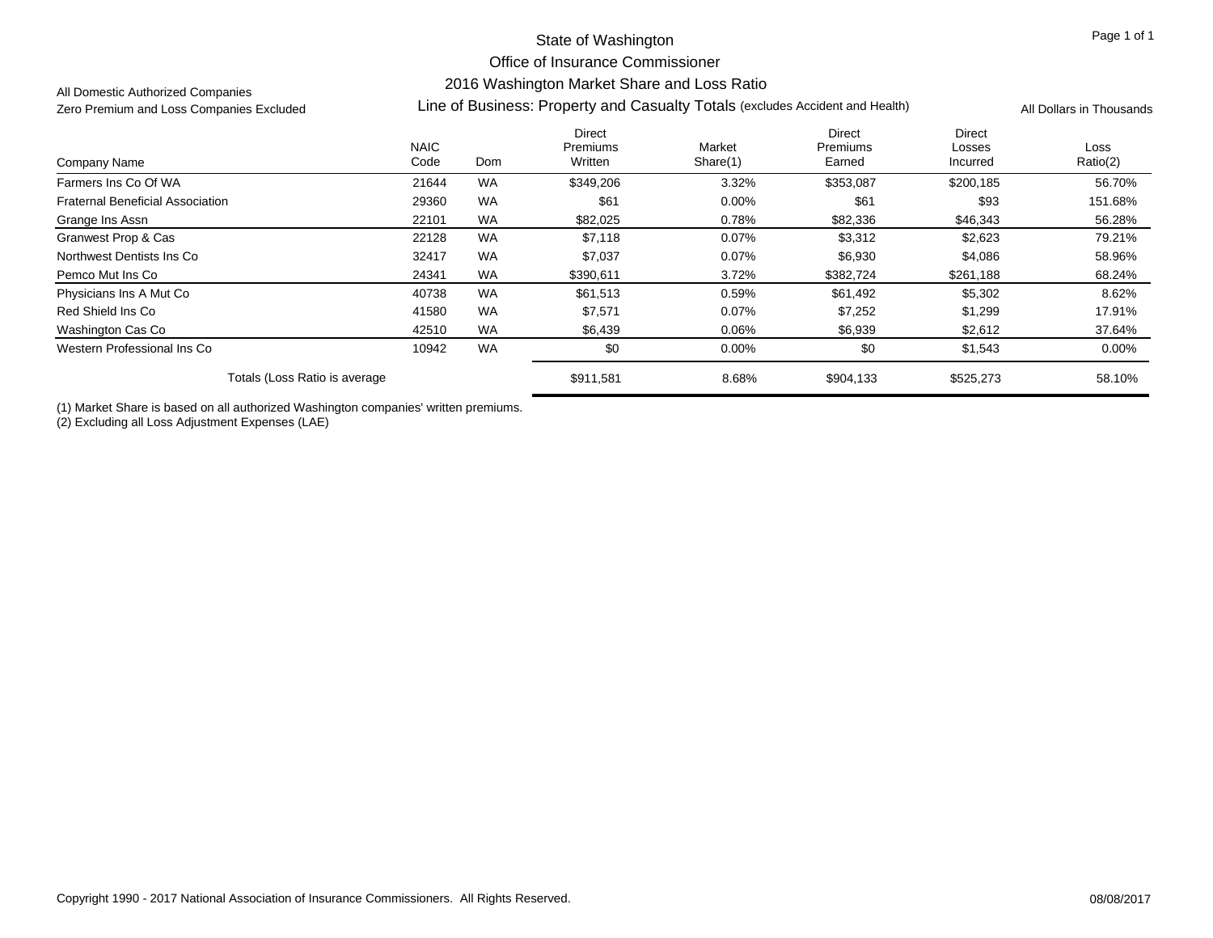# State of Washington

## Office of Insurance Commissioner

## 2016 Washington Market Share and Loss Ratio

All Domestic Authorized Companies
Zero Premium and Loss Companies Excluded

Line of Business: Property and Casualty Totals (excludes Accident and Health)

All Dollars in Thousands

| Company Name | NAIC Code | Dom | Direct Premiums Written | Market Share(1) | Direct Premiums Earned | Direct Losses Incurred | Loss Ratio(2) |
|---|---|---|---|---|---|---|---|
| Farmers Ins Co Of WA | 21644 | WA | $349,206 | 3.32% | $353,087 | $200,185 | 56.70% |
| Fraternal Beneficial Association | 29360 | WA | $61 | 0.00% | $61 | $93 | 151.68% |
| Grange Ins Assn | 22101 | WA | $82,025 | 0.78% | $82,336 | $46,343 | 56.28% |
| Granwest Prop & Cas | 22128 | WA | $7,118 | 0.07% | $3,312 | $2,623 | 79.21% |
| Northwest Dentists Ins Co | 32417 | WA | $7,037 | 0.07% | $6,930 | $4,086 | 58.96% |
| Pemco Mut Ins Co | 24341 | WA | $390,611 | 3.72% | $382,724 | $261,188 | 68.24% |
| Physicians Ins A Mut Co | 40738 | WA | $61,513 | 0.59% | $61,492 | $5,302 | 8.62% |
| Red Shield Ins Co | 41580 | WA | $7,571 | 0.07% | $7,252 | $1,299 | 17.91% |
| Washington Cas Co | 42510 | WA | $6,439 | 0.06% | $6,939 | $2,612 | 37.64% |
| Western Professional Ins Co | 10942 | WA | $0 | 0.00% | $0 | $1,543 | 0.00% |
| Totals (Loss Ratio is average | | | $911,581 | 8.68% | $904,133 | $525,273 | 58.10% |

(1) Market Share is based on all authorized Washington companies' written premiums.
(2) Excluding all Loss Adjustment Expenses (LAE)

Copyright 1990 - 2017 National Association of Insurance Commissioners. All Rights Reserved.

08/08/2017